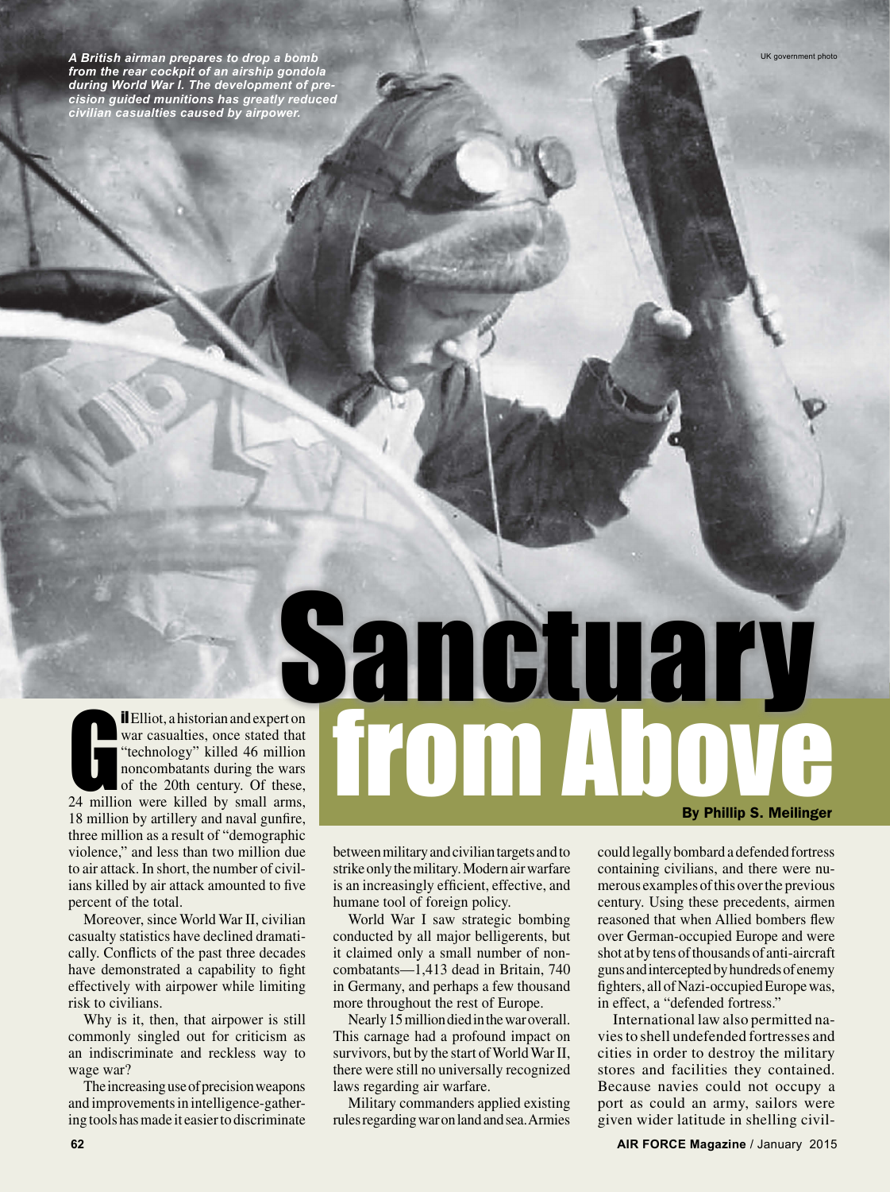*A British airman prepares to drop a bomb from the rear cockpit of an airship gondola during World War I. The development of precision guided munitions has greatly reduced civilian casualties caused by airpower.*

UK government photo

# Sanctuary from Above

**By Phillip S. Meilinger**

Gil Elliot, a historian and expert on war casualties, once stated that "technology" killed 46 million noncombatants during the wars of the 20th century. Of these, 24 million were killed by small arms, 18 million by artillery and naval gunfire, three million as a result of "demographic violence," and less than two million due to air attack. In short, the number of civilians killed by air attack amounted to five percent of the total.

Moreover, since World War II, civilian casualty statistics have declined dramatically. Conflicts of the past three decades have demonstrated a capability to fight effectively with airpower while limiting risk to civilians.

Why is it, then, that airpower is still commonly singled out for criticism as an indiscriminate and reckless way to wage war?

The increasing use of precision weapons and improvements in intelligence-gathering tools has made it easier to discriminate between military and civilian targets and to strike only the military. Modern air warfare is an increasingly efficient, effective, and humane tool of foreign policy.

World War I saw strategic bombing conducted by all major belligerents, but it claimed only a small number of noncombatants—1,413 dead in Britain, 740 in Germany, and perhaps a few thousand more throughout the rest of Europe.

Nearly 15 million died in the war overall. This carnage had a profound impact on survivors, but by the start of World War II, there were still no universally recognized laws regarding air warfare.

Military commanders applied existing rules regarding war on land and sea. Armies could legally bombard a defended fortress containing civilians, and there were numerous examples of this over the previous century. Using these precedents, airmen reasoned that when Allied bombers flew over German-occupied Europe and were shot at by tens of thousands of anti-aircraft guns and intercepted by hundreds of enemy fighters, all of Nazi-occupied Europe was, in effect, a "defended fortress."

International law also permitted navies to shell undefended fortresses and cities in order to destroy the military stores and facilities they contained. Because navies could not occupy a port as could an army, sailors were given wider latitude in shelling civil-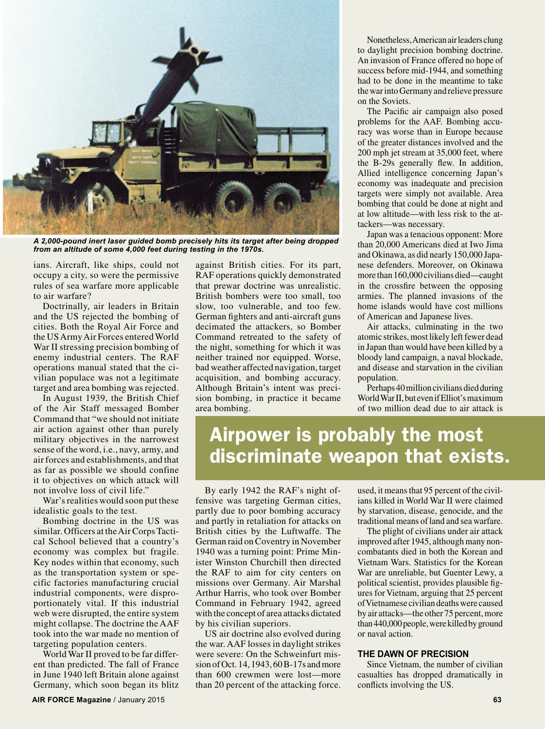*A 2,000-pound inert laser guided bomb precisely hits its target after being dropped from an altitude of some 4,000 feet during testing in the 1970s.*

ians. Aircraft, like ships, could not occupy a city, so were the permissive rules of sea warfare more applicable to air warfare?

Doctrinally, air leaders in Britain and the US rejected the bombing of cities. Both the Royal Air Force and the US Army Air Forces entered World War II stressing precision bombing of enemy industrial centers. The RAF operations manual stated that the civilian populace was not a legitimate target and area bombing was rejected.

In August 1939, the British Chief of the Air Staff messaged Bomber Command that "we should not initiate air action against other than purely military objectives in the narrowest sense of the word, i.e., navy, army, and air forces and establishments, and that as far as possible we should confine it to objectives on which attack will not involve loss of civil life."

War's realities would soon put these idealistic goals to the test.

Bombing doctrine in the US was similar. Officers at the Air Corps Tactical School believed that a country's economy was complex but fragile. Key nodes within that economy, such as the transportation system or specific factories manufacturing crucial industrial components, were disproportionately vital. If this industrial web were disrupted, the entire system might collapse. The doctrine the AAF took into the war made no mention of targeting population centers.

World War II proved to be far different than predicted. The fall of France in June 1940 left Britain alone against Germany, which soon began its blitz against British cities. For its part, RAF operations quickly demonstrated that prewar doctrine was unrealistic. British bombers were too small, too slow, too vulnerable, and too few. German fighters and anti-aircraft guns decimated the attackers, so Bomber Command retreated to the safety of the night, something for which it was neither trained nor equipped. Worse, bad weather affected navigation, target acquisition, and bombing accuracy. Although Britain's intent was precision bombing, in practice it became area bombing.

By early 1942 the RAF's night offensive was targeting German cities, partly due to poor bombing accuracy and partly in retaliation for attacks on British cities by the Luftwaffe. The German raid on Coventry in November 1940 was a turning point: Prime Minister Winston Churchill then directed the RAF to aim for city centers on missions over Germany. Air Marshal Arthur Harris, who took over Bomber Command in February 1942, agreed with the concept of area attacks dictated by his civilian superiors.

US air doctrine also evolved during the war. AAF losses in daylight strikes were severe: On the Schweinfurt mission of Oct. 14, 1943, 60 B-17s and more than 600 crewmen were lost—more than 20 percent of the attacking force.

Nonetheless, American air leaders clung to daylight precision bombing doctrine. An invasion of France offered no hope of success before mid-1944, and something had to be done in the meantime to take the war into Germany and relieve pressure on the Soviets.

The Pacific air campaign also posed problems for the AAF. Bombing accuracy was worse than in Europe because of the greater distances involved and the 200 mph jet stream at 35,000 feet, where the B-29s generally flew. In addition, Allied intelligence concerning Japan's economy was inadequate and precision targets were simply not available. Area bombing that could be done at night and at low altitude—with less risk to the attackers—was necessary.

Japan was a tenacious opponent: More than 20,000 Americans died at Iwo Jima and Okinawa, as did nearly 150,000 Japanese defenders. Moreover, on Okinawa more than 160,000 civilians died—caught in the crossfire between the opposing armies. The planned invasions of the home islands would have cost millions of American and Japanese lives.

Air attacks, culminating in the two atomic strikes, most likely left fewer dead in Japan than would have been killed by a bloody land campaign, a naval blockade, and disease and starvation in the civilian population.

Perhaps 40 million civilians died during World War II, but even if Elliot's maximum of two million dead due to air attack is used, it means that 95 percent of the civilians killed in World War II were claimed by starvation, disease, genocide, and the traditional means of land and sea warfare.

**Airpower is probably the most discriminate weapon that exists.**

The plight of civilians under air attack improved after 1945, although many noncombatants died in both the Korean and Vietnam Wars. Statistics for the Korean War are unreliable, but Guenter Lewy, a political scientist, provides plausible figures for Vietnam, arguing that 25 percent of Vietnamese civilian deaths were caused by air attacks—the other 75 percent, more than 440,000 people, were killed by ground or naval action.

### THE DAWN OF PRECISION

Since Vietnam, the number of civilian casualties has dropped dramatically in conflicts involving the US.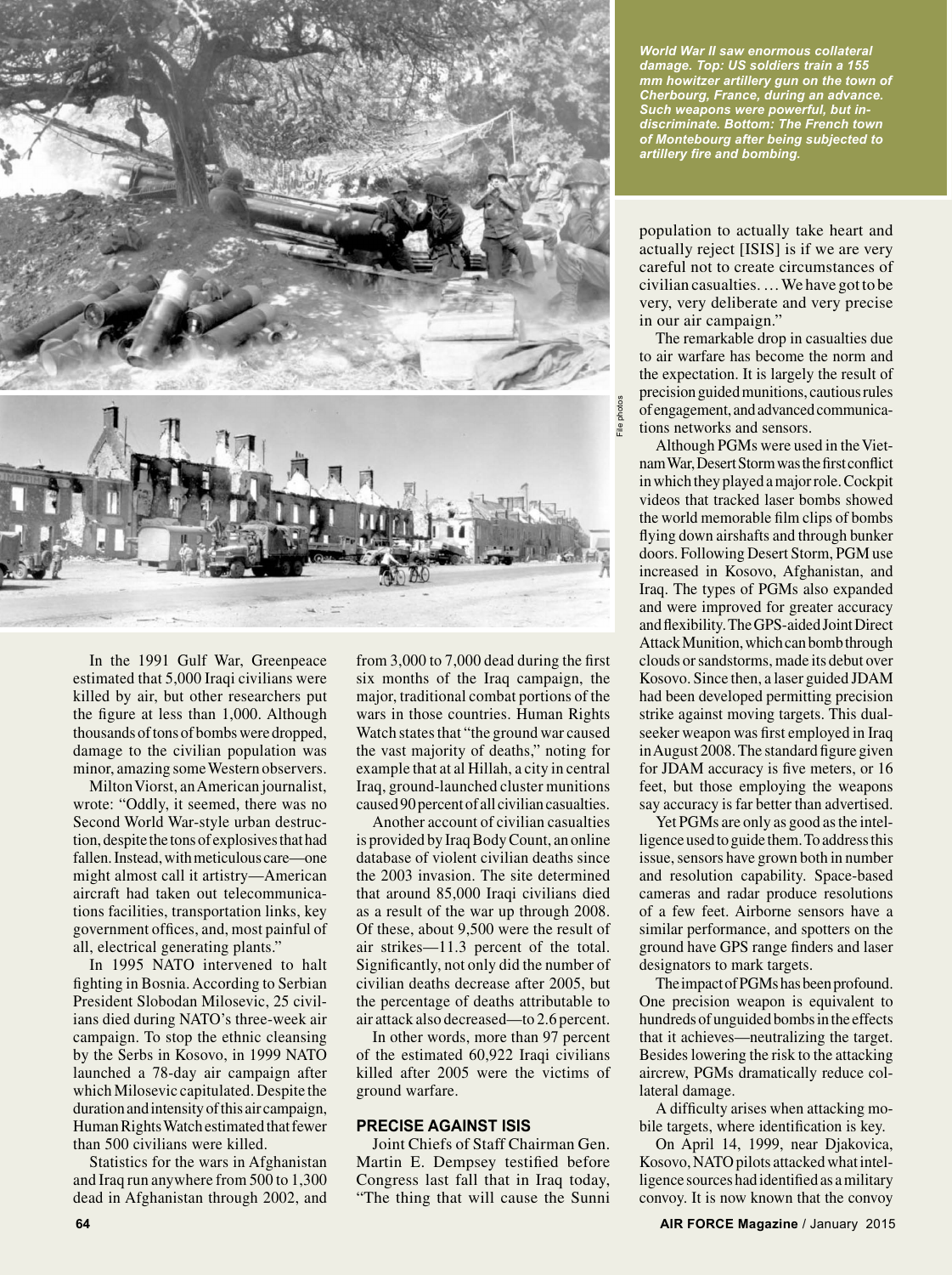*World War II saw enormous collateral damage. Top: US soldiers train a 155 mm howitzer artillery gun on the town of Cherbourg, France, during an advance. Such weapons were powerful, but indiscriminate. Bottom: The French town of Montebourg after being subjected to artillery fire and bombing.*

In the 1991 Gulf War, Greenpeace estimated that 5,000 Iraqi civilians were killed by air, but other researchers put the figure at less than 1,000. Although thousands of tons of bombs were dropped, damage to the civilian population was minor, amazing some Western observers.

Milton Viorst, an American journalist, wrote: "Oddly, it seemed, there was no Second World War-style urban destruction, despite the tons of explosives that had fallen. Instead, with meticulous care—one might almost call it artistry—American aircraft had taken out telecommunications facilities, transportation links, key government offices, and, most painful of all, electrical generating plants."

In 1995 NATO intervened to halt fighting in Bosnia. According to Serbian President Slobodan Milosevic, 25 civilians died during NATO's three-week air campaign. To stop the ethnic cleansing by the Serbs in Kosovo, in 1999 NATO launched a 78-day air campaign after which Milosevic capitulated. Despite the duration and intensity of this air campaign, Human Rights Watch estimated that fewer than 500 civilians were killed.

Statistics for the wars in Afghanistan and Iraq run anywhere from 500 to 1,300 dead in Afghanistan through 2002, and from 3,000 to 7,000 dead during the first six months of the Iraq campaign, the major, traditional combat portions of the wars in those countries. Human Rights Watch states that "the ground war caused the vast majority of deaths," noting for example that at al Hillah, a city in central Iraq, ground-launched cluster munitions caused 90 percent of all civilian casualties.

Another account of civilian casualties is provided by Iraq Body Count, an online database of violent civilian deaths since the 2003 invasion. The site determined that around 85,000 Iraqi civilians died as a result of the war up through 2008. Of these, about 9,500 were the result of air strikes—11.3 percent of the total. Significantly, not only did the number of civilian deaths decrease after 2005, but the percentage of deaths attributable to air attack also decreased—to 2.6 percent.

In other words, more than 97 percent of the estimated 60,922 Iraqi civilians killed after 2005 were the victims of ground warfare.

### PRECISE AGAINST ISIS

Joint Chiefs of Staff Chairman Gen. Martin E. Dempsey testified before Congress last fall that in Iraq today, "The thing that will cause the Sunni population to actually take heart and actually reject [ISIS] is if we are very careful not to create circumstances of civilian casualties. … We have got to be very, very deliberate and very precise in our air campaign."

The remarkable drop in casualties due to air warfare has become the norm and the expectation. It is largely the result of precision guided munitions, cautious rules of engagement, and advanced communications networks and sensors.

Although PGMs were used in the Vietnam War, Desert Storm was the first conflict in which they played a major role. Cockpit videos that tracked laser bombs showed the world memorable film clips of bombs flying down airshafts and through bunker doors. Following Desert Storm, PGM use increased in Kosovo, Afghanistan, and Iraq. The types of PGMs also expanded and were improved for greater accuracy and flexibility. The GPS-aided Joint Direct Attack Munition, which can bomb through clouds or sandstorms, made its debut over Kosovo. Since then, a laser guided JDAM had been developed permitting precision strike against moving targets. This dual-seeker weapon was first employed in Iraq in August 2008. The standard figure given for JDAM accuracy is five meters, or 16 feet, but those employing the weapons say accuracy is far better than advertised.

Yet PGMs are only as good as the intelligence used to guide them. To address this issue, sensors have grown both in number and resolution capability. Space-based cameras and radar produce resolutions of a few feet. Airborne sensors have a similar performance, and spotters on the ground have GPS range finders and laser designators to mark targets.

The impact of PGMs has been profound. One precision weapon is equivalent to hundreds of unguided bombs in the effects that it achieves—neutralizing the target. Besides lowering the risk to the attacking aircrew, PGMs dramatically reduce collateral damage.

A difficulty arises when attacking mobile targets, where identification is key.

On April 14, 1999, near Djakovica, Kosovo, NATO pilots attacked what intelligence sources had identified as a military convoy. It is now known that the convoy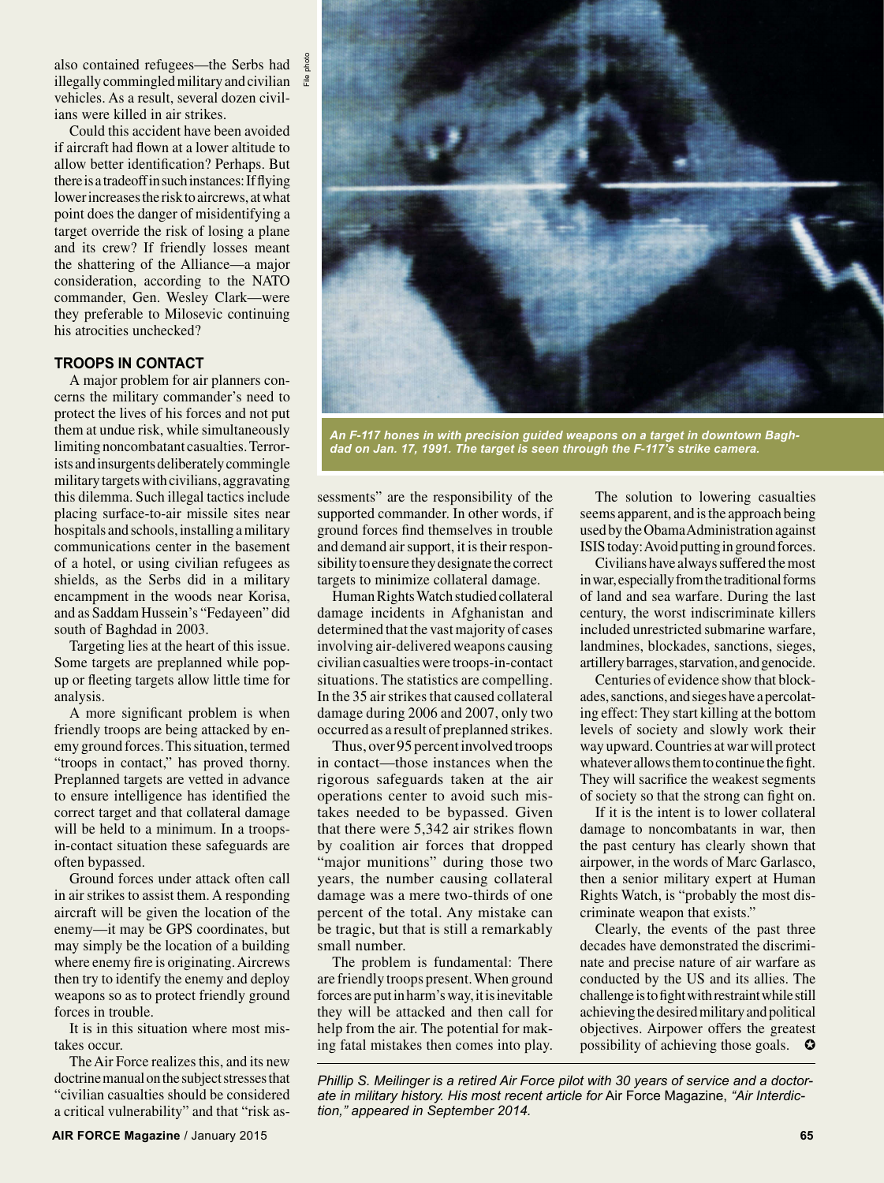also contained refugees—the Serbs had illegally commingled military and civilian vehicles. As a result, several dozen civilians were killed in air strikes.

Could this accident have been avoided if aircraft had flown at a lower altitude to allow better identification? Perhaps. But there is a tradeoff in such instances: If flying lower increases the risk to aircrews, at what point does the danger of misidentifying a target override the risk of losing a plane and its crew? If friendly losses meant the shattering of the Alliance—a major consideration, according to the NATO commander, Gen. Wesley Clark—were they preferable to Milosevic continuing his atrocities unchecked?

## TROOPS IN CONTACT

A major problem for air planners concerns the military commander's need to protect the lives of his forces and not put them at undue risk, while simultaneously limiting noncombatant casualties. Terrorists and insurgents deliberately commingle military targets with civilians, aggravating this dilemma. Such illegal tactics include placing surface-to-air missile sites near hospitals and schools, installing a military communications center in the basement of a hotel, or using civilian refugees as shields, as the Serbs did in a military encampment in the woods near Korisa, and as Saddam Hussein's "Fedayeen" did south of Baghdad in 2003.

Targeting lies at the heart of this issue. Some targets are preplanned while pop-up or fleeting targets allow little time for analysis.

A more significant problem is when friendly troops are being attacked by enemy ground forces. This situation, termed "troops in contact," has proved thorny. Preplanned targets are vetted in advance to ensure intelligence has identified the correct target and that collateral damage will be held to a minimum. In a troops-in-contact situation these safeguards are often bypassed.

Ground forces under attack often call in air strikes to assist them. A responding aircraft will be given the location of the enemy—it may be GPS coordinates, but may simply be the location of a building where enemy fire is originating. Aircrews then try to identify the enemy and deploy weapons so as to protect friendly ground forces in trouble.

It is in this situation where most mistakes occur.

The Air Force realizes this, and its new doctrine manual on the subject stresses that "civilian casualties should be considered a critical vulnerability" and that "risk assessments" are the responsibility of the supported commander. In other words, if ground forces find themselves in trouble and demand air support, it is their responsibility to ensure they designate the correct targets to minimize collateral damage.

*An F-117 hones in with precision guided weapons on a target in downtown Baghdad on Jan. 17, 1991. The target is seen through the F-117's strike camera.*

Human Rights Watch studied collateral damage incidents in Afghanistan and determined that the vast majority of cases involving air-delivered weapons causing civilian casualties were troops-in-contact situations. The statistics are compelling. In the 35 air strikes that caused collateral damage during 2006 and 2007, only two occurred as a result of preplanned strikes.

Thus, over 95 percent involved troops in contact—those instances when the rigorous safeguards taken at the air operations center to avoid such mistakes needed to be bypassed. Given that there were 5,342 air strikes flown by coalition air forces that dropped "major munitions" during those two years, the number causing collateral damage was a mere two-thirds of one percent of the total. Any mistake can be tragic, but that is still a remarkably small number.

The problem is fundamental: There are friendly troops present. When ground forces are put in harm's way, it is inevitable they will be attacked and then call for help from the air. The potential for making fatal mistakes then comes into play.

The solution to lowering casualties seems apparent, and is the approach being used by the Obama Administration against ISIS today: Avoid putting in ground forces.

Civilians have always suffered the most in war, especially from the traditional forms of land and sea warfare. During the last century, the worst indiscriminate killers included unrestricted submarine warfare, landmines, blockades, sanctions, sieges, artillery barrages, starvation, and genocide.

Centuries of evidence show that blockades, sanctions, and sieges have a percolating effect: They start killing at the bottom levels of society and slowly work their way upward. Countries at war will protect whatever allows them to continue the fight. They will sacrifice the weakest segments of society so that the strong can fight on.

If it is the intent is to lower collateral damage to noncombatants in war, then the past century has clearly shown that airpower, in the words of Marc Garlasco, then a senior military expert at Human Rights Watch, is "probably the most discriminate weapon that exists."

Clearly, the events of the past three decades have demonstrated the discriminate and precise nature of air warfare as conducted by the US and its allies. The challenge is to fight with restraint while still achieving the desired military and political objectives. Airpower offers the greatest possibility of achieving those goals. ✪

*Phillip S. Meilinger is a retired Air Force pilot with 30 years of service and a doctorate in military history. His most recent article for* Air Force Magazine, *"Air Interdiction," appeared in September 2014.*